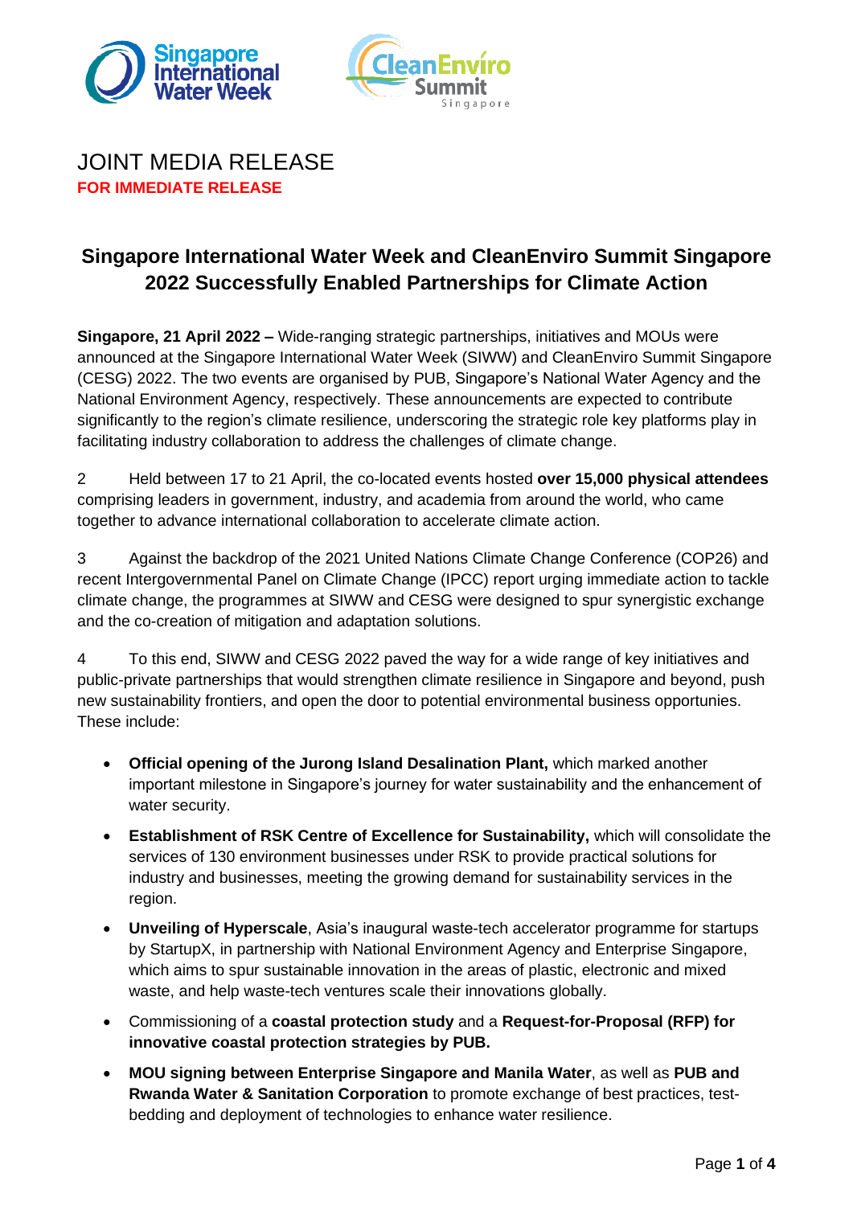JOINT MEDIA RELEASE

**FOR IMMEDIATE RELEASE**

# Singapore International Water Week and CleanEnviro Summit Singapore 2022 Successfully Enabled Partnerships for Climate Action

**Singapore, 21 April 2022 –** Wide-ranging strategic partnerships, initiatives and MOUs were announced at the Singapore International Water Week (SIWW) and CleanEnviro Summit Singapore (CESG) 2022. The two events are organised by PUB, Singapore's National Water Agency and the National Environment Agency, respectively. These announcements are expected to contribute significantly to the region's climate resilience, underscoring the strategic role key platforms play in facilitating industry collaboration to address the challenges of climate change.

2 Held between 17 to 21 April, the co-located events hosted **over 15,000 physical attendees** comprising leaders in government, industry, and academia from around the world, who came together to advance international collaboration to accelerate climate action.

3 Against the backdrop of the 2021 United Nations Climate Change Conference (COP26) and recent Intergovernmental Panel on Climate Change (IPCC) report urging immediate action to tackle climate change, the programmes at SIWW and CESG were designed to spur synergistic exchange and the co-creation of mitigation and adaptation solutions.

4 To this end, SIWW and CESG 2022 paved the way for a wide range of key initiatives and public-private partnerships that would strengthen climate resilience in Singapore and beyond, push new sustainability frontiers, and open the door to potential environmental business opportunities. These include:

- **Official opening of the Jurong Island Desalination Plant,** which marked another important milestone in Singapore's journey for water sustainability and the enhancement of water security.
- **Establishment of RSK Centre of Excellence for Sustainability,** which will consolidate the services of 130 environment businesses under RSK to provide practical solutions for industry and businesses, meeting the growing demand for sustainability services in the region.
- **Unveiling of Hyperscale**, Asia's inaugural waste-tech accelerator programme for startups by StartupX, in partnership with National Environment Agency and Enterprise Singapore, which aims to spur sustainable innovation in the areas of plastic, electronic and mixed waste, and help waste-tech ventures scale their innovations globally.
- Commissioning of a **coastal protection study** and a **Request-for-Proposal (RFP) for innovative coastal protection strategies by PUB.**
- **MOU signing between Enterprise Singapore and Manila Water**, as well as **PUB and Rwanda Water & Sanitation Corporation** to promote exchange of best practices, test-bedding and deployment of technologies to enhance water resilience.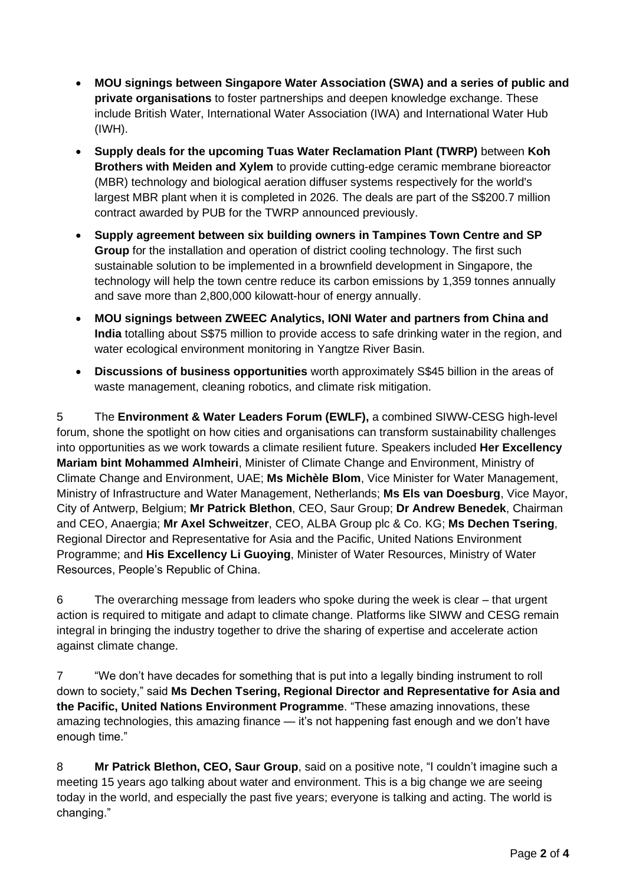- **MOU signings between Singapore Water Association (SWA) and a series of public and private organisations** to foster partnerships and deepen knowledge exchange. These include British Water, International Water Association (IWA) and International Water Hub (IWH).
- **Supply deals for the upcoming Tuas Water Reclamation Plant (TWRP)** between **Koh Brothers with Meiden and Xylem** to provide cutting-edge ceramic membrane bioreactor (MBR) technology and biological aeration diffuser systems respectively for the world's largest MBR plant when it is completed in 2026. The deals are part of the S$200.7 million contract awarded by PUB for the TWRP announced previously.
- **Supply agreement between six building owners in Tampines Town Centre and SP Group** for the installation and operation of district cooling technology. The first such sustainable solution to be implemented in a brownfield development in Singapore, the technology will help the town centre reduce its carbon emissions by 1,359 tonnes annually and save more than 2,800,000 kilowatt-hour of energy annually.
- **MOU signings between ZWEEC Analytics, IONI Water and partners from China and India** totalling about S$75 million to provide access to safe drinking water in the region, and water ecological environment monitoring in Yangtze River Basin.
- **Discussions of business opportunities** worth approximately S$45 billion in the areas of waste management, cleaning robotics, and climate risk mitigation.

5 The **Environment & Water Leaders Forum (EWLF),** a combined SIWW-CESG high-level forum, shone the spotlight on how cities and organisations can transform sustainability challenges into opportunities as we work towards a climate resilient future. Speakers included **Her Excellency Mariam bint Mohammed Almheiri**, Minister of Climate Change and Environment, Ministry of Climate Change and Environment, UAE; **Ms Michèle Blom**, Vice Minister for Water Management, Ministry of Infrastructure and Water Management, Netherlands; **Ms Els van Doesburg**, Vice Mayor, City of Antwerp, Belgium; **Mr Patrick Blethon**, CEO, Saur Group; **Dr Andrew Benedek**, Chairman and CEO, Anaergia; **Mr Axel Schweitzer**, CEO, ALBA Group plc & Co. KG; **Ms Dechen Tsering**, Regional Director and Representative for Asia and the Pacific, United Nations Environment Programme; and **His Excellency Li Guoying**, Minister of Water Resources, Ministry of Water Resources, People's Republic of China.

6 The overarching message from leaders who spoke during the week is clear – that urgent action is required to mitigate and adapt to climate change. Platforms like SIWW and CESG remain integral in bringing the industry together to drive the sharing of expertise and accelerate action against climate change.

7 "We don't have decades for something that is put into a legally binding instrument to roll down to society," said **Ms Dechen Tsering, Regional Director and Representative for Asia and the Pacific, United Nations Environment Programme**. "These amazing innovations, these amazing technologies, this amazing finance — it's not happening fast enough and we don't have enough time."

8 **Mr Patrick Blethon, CEO, Saur Group**, said on a positive note, "I couldn't imagine such a meeting 15 years ago talking about water and environment. This is a big change we are seeing today in the world, and especially the past five years; everyone is talking and acting. The world is changing."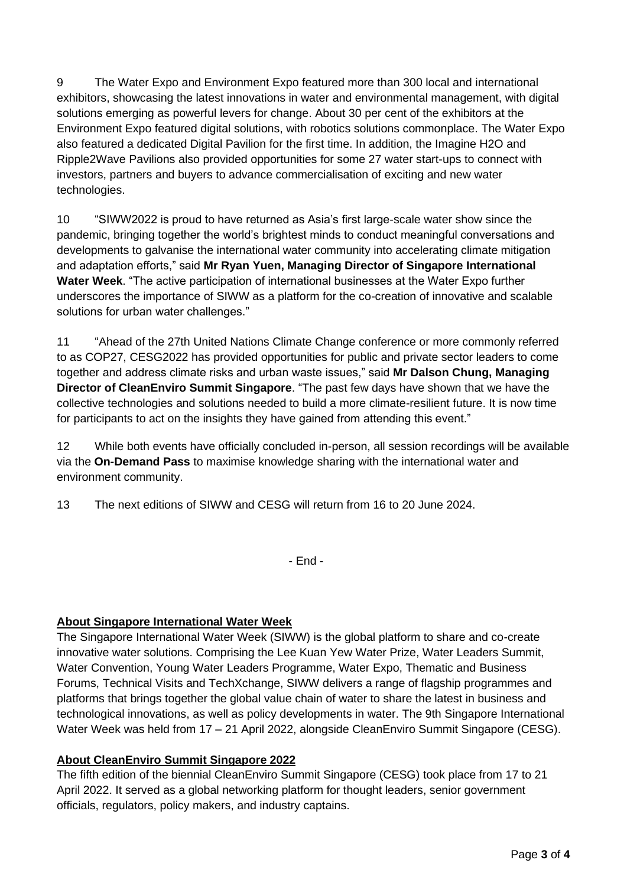9 The Water Expo and Environment Expo featured more than 300 local and international exhibitors, showcasing the latest innovations in water and environmental management, with digital solutions emerging as powerful levers for change. About 30 per cent of the exhibitors at the Environment Expo featured digital solutions, with robotics solutions commonplace. The Water Expo also featured a dedicated Digital Pavilion for the first time. In addition, the Imagine H2O and Ripple2Wave Pavilions also provided opportunities for some 27 water start-ups to connect with investors, partners and buyers to advance commercialisation of exciting and new water technologies.

10 "SIWW2022 is proud to have returned as Asia's first large-scale water show since the pandemic, bringing together the world's brightest minds to conduct meaningful conversations and developments to galvanise the international water community into accelerating climate mitigation and adaptation efforts," said **Mr Ryan Yuen, Managing Director of Singapore International Water Week**. "The active participation of international businesses at the Water Expo further underscores the importance of SIWW as a platform for the co-creation of innovative and scalable solutions for urban water challenges."

11 "Ahead of the 27th United Nations Climate Change conference or more commonly referred to as COP27, CESG2022 has provided opportunities for public and private sector leaders to come together and address climate risks and urban waste issues," said **Mr Dalson Chung, Managing Director of CleanEnviro Summit Singapore**. "The past few days have shown that we have the collective technologies and solutions needed to build a more climate-resilient future. It is now time for participants to act on the insights they have gained from attending this event."

12 While both events have officially concluded in-person, all session recordings will be available via the **On-Demand Pass** to maximise knowledge sharing with the international water and environment community.

13 The next editions of SIWW and CESG will return from 16 to 20 June 2024.

- End -

**About Singapore International Water Week**

The Singapore International Water Week (SIWW) is the global platform to share and co-create innovative water solutions. Comprising the Lee Kuan Yew Water Prize, Water Leaders Summit, Water Convention, Young Water Leaders Programme, Water Expo, Thematic and Business Forums, Technical Visits and TechXchange, SIWW delivers a range of flagship programmes and platforms that brings together the global value chain of water to share the latest in business and technological innovations, as well as policy developments in water. The 9th Singapore International Water Week was held from 17 – 21 April 2022, alongside CleanEnviro Summit Singapore (CESG).

**About CleanEnviro Summit Singapore 2022**

The fifth edition of the biennial CleanEnviro Summit Singapore (CESG) took place from 17 to 21 April 2022. It served as a global networking platform for thought leaders, senior government officials, regulators, policy makers, and industry captains.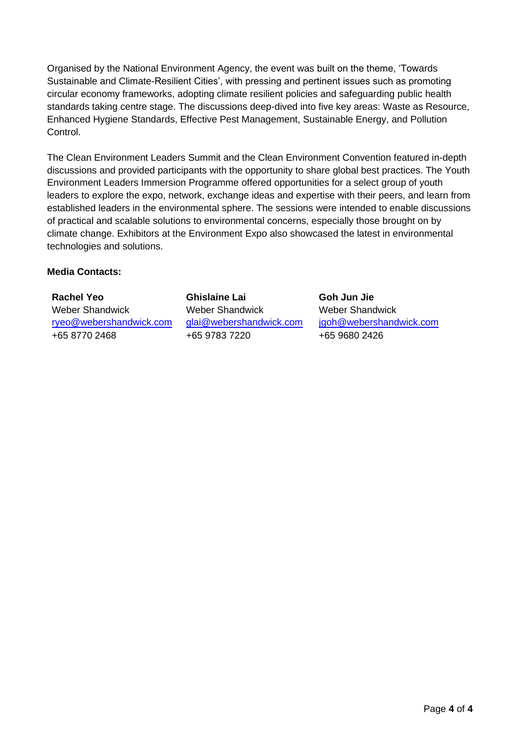Organised by the National Environment Agency, the event was built on the theme, 'Towards Sustainable and Climate-Resilient Cities', with pressing and pertinent issues such as promoting circular economy frameworks, adopting climate resilient policies and safeguarding public health standards taking centre stage. The discussions deep-dived into five key areas: Waste as Resource, Enhanced Hygiene Standards, Effective Pest Management, Sustainable Energy, and Pollution Control.

The Clean Environment Leaders Summit and the Clean Environment Convention featured in-depth discussions and provided participants with the opportunity to share global best practices. The Youth Environment Leaders Immersion Programme offered opportunities for a select group of youth leaders to explore the expo, network, exchange ideas and expertise with their peers, and learn from established leaders in the environmental sphere. The sessions were intended to enable discussions of practical and scalable solutions to environmental concerns, especially those brought on by climate change. Exhibitors at the Environment Expo also showcased the latest in environmental technologies and solutions.

**Media Contacts:**

**Rachel Yeo**
Weber Shandwick
ryeo@webershandwick.com
+65 8770 2468

**Ghislaine Lai**
Weber Shandwick
glai@webershandwick.com
+65 9783 7220

**Goh Jun Jie**
Weber Shandwick
jgoh@webershandwick.com
+65 9680 2426